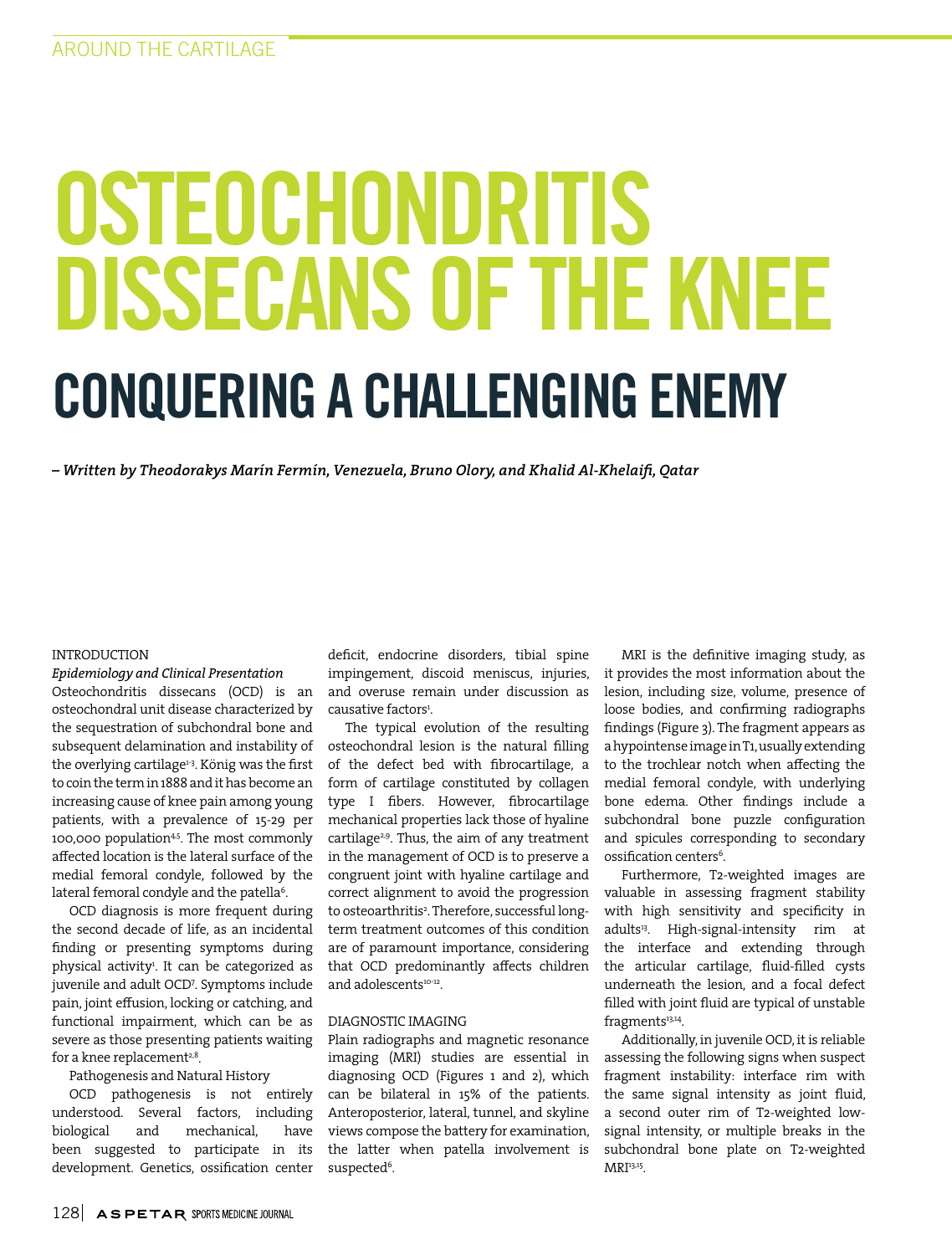# OSTEOCHONDRITIS DISSECANS OF THE KNEE

## CONQUERING A CHALLENGING ENEMY

*– Written by Theodorakys Marín Fermín, Venezuela, Bruno Olory, and Khalid Al-Khelaifi, Qatar*

### INTRODUCTION

#### *Epidemiology and Clinical Presentation*

Osteochondritis dissecans (OCD) is an osteochondral unit disease characterized by the sequestration of subchondral bone and subsequent delamination and instability of the overlying cartilage[1-3]. König was the first to coin the term in 1888 and it has become an increasing cause of knee pain among young patients, with a prevalence of 15-29 per 100,000 population[4,5]. The most commonly affected location is the lateral surface of the medial femoral condyle, followed by the lateral femoral condyle and the patella[6].

OCD diagnosis is more frequent during the second decade of life, as an incidental finding or presenting symptoms during physical activity[1]. It can be categorized as juvenile and adult OCD[7]. Symptoms include pain, joint effusion, locking or catching, and functional impairment, which can be as severe as those presenting patients waiting for a knee replacement[2,8].

Pathogenesis and Natural History

OCD pathogenesis is not entirely understood. Several factors, including biological and mechanical, have been suggested to participate in its development. Genetics, ossification center deficit, endocrine disorders, tibial spine impingement, discoid meniscus, injuries, and overuse remain under discussion as causative factors[1].

The typical evolution of the resulting osteochondral lesion is the natural filling of the defect bed with fibrocartilage, a form of cartilage constituted by collagen type I fibers. However, fibrocartilage mechanical properties lack those of hyaline cartilage[2,9]. Thus, the aim of any treatment in the management of OCD is to preserve a congruent joint with hyaline cartilage and correct alignment to avoid the progression to osteoarthritis[2]. Therefore, successful long-term treatment outcomes of this condition are of paramount importance, considering that OCD predominantly affects children and adolescents[10-12].

### DIAGNOSTIC IMAGING

Plain radiographs and magnetic resonance imaging (MRI) studies are essential in diagnosing OCD (Figures 1 and 2), which can be bilateral in 15% of the patients. Anteroposterior, lateral, tunnel, and skyline views compose the battery for examination, the latter when patella involvement is suspected[6].

MRI is the definitive imaging study, as it provides the most information about the lesion, including size, volume, presence of loose bodies, and confirming radiographs findings (Figure 3). The fragment appears as a hypointense image in T1, usually extending to the trochlear notch when affecting the medial femoral condyle, with underlying bone edema. Other findings include a subchondral bone puzzle configuration and spicules corresponding to secondary ossification centers[6].

Furthermore, T2-weighted images are valuable in assessing fragment stability with high sensitivity and specificity in adults[13]. High-signal-intensity rim at the interface and extending through the articular cartilage, fluid-filled cysts underneath the lesion, and a focal defect filled with joint fluid are typical of unstable fragments[13,14].

Additionally, in juvenile OCD, it is reliable assessing the following signs when suspect fragment instability: interface rim with the same signal intensity as joint fluid, a second outer rim of T2-weighted low-signal intensity, or multiple breaks in the subchondral bone plate on T2-weighted MRI[13,15].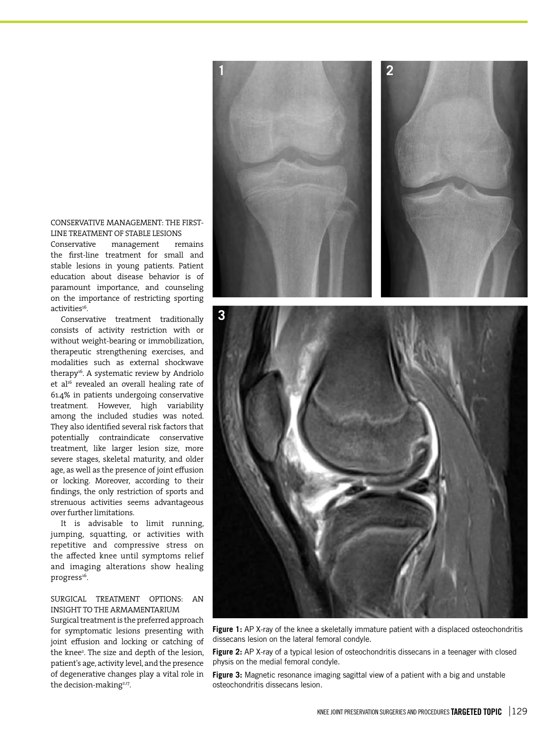## CONSERVATIVE MANAGEMENT: THE FIRST-LINE TREATMENT OF STABLE LESIONS

Conservative management remains the first-line treatment for small and stable lesions in young patients. Patient education about disease behavior is of paramount importance, and counseling on the importance of restricting sporting activities[16].

Conservative treatment traditionally consists of activity restriction with or without weight-bearing or immobilization, therapeutic strengthening exercises, and modalities such as external shockwave therapy[16]. A systematic review by Andriolo et al[16] revealed an overall healing rate of 61.4% in patients undergoing conservative treatment. However, high variability among the included studies was noted. They also identified several risk factors that potentially contraindicate conservative treatment, like larger lesion size, more severe stages, skeletal maturity, and older age, as well as the presence of joint effusion or locking. Moreover, according to their findings, the only restriction of sports and strenuous activities seems advantageous over further limitations.

It is advisable to limit running, jumping, squatting, or activities with repetitive and compressive stress on the affected knee until symptoms relief and imaging alterations show healing progress[16].

## SURGICAL TREATMENT OPTIONS: AN INSIGHT TO THE ARMAMENTARIUM

Surgical treatment is the preferred approach for symptomatic lesions presenting with joint effusion and locking or catching of the knee[2]. The size and depth of the lesion, patient's age, activity level, and the presence of degenerative changes play a vital role in the decision-making[2,17].

**Figure 1:** AP X-ray of the knee a skeletally immature patient with a displaced osteochondritis dissecans lesion on the lateral femoral condyle.

**Figure 2:** AP X-ray of a typical lesion of osteochondritis dissecans in a teenager with closed physis on the medial femoral condyle.

**Figure 3:** Magnetic resonance imaging sagittal view of a patient with a big and unstable osteochondritis dissecans lesion.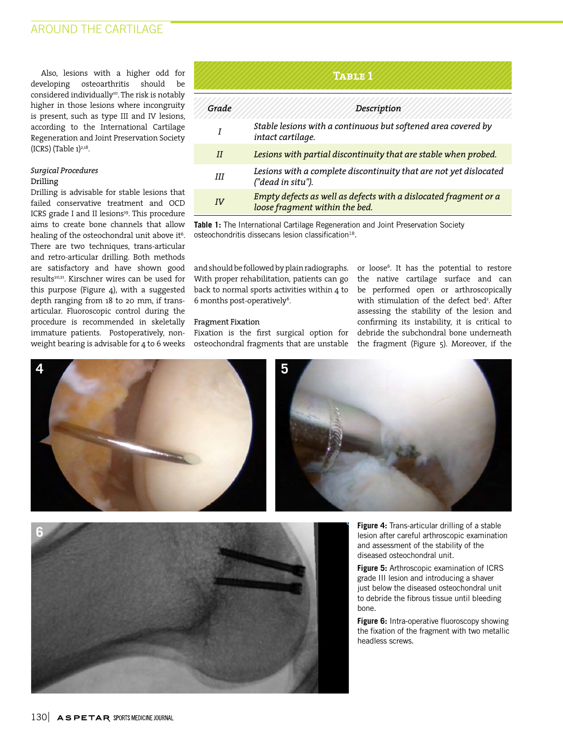Also, lesions with a higher odd for developing osteoarthritis should be considered individually[10]. The risk is notably higher in those lesions where incongruity is present, such as type III and IV lesions, according to the International Cartilage Regeneration and Joint Preservation Society (ICRS) (Table 1)[2,18].

*Surgical Procedures*

### Drilling

Drilling is advisable for stable lesions that failed conservative treatment and OCD ICRS grade I and II lesions[19]. This procedure aims to create bone channels that allow healing of the osteochondral unit above it[6]. There are two techniques, trans-articular and retro-articular drilling. Both methods are satisfactory and have shown good results[20,21]. Kirschner wires can be used for this purpose (Figure 4), with a suggested depth ranging from 18 to 20 mm, if trans-articular. Fluoroscopic control during the procedure is recommended in skeletally immature patients. Postoperatively, non-weight bearing is advisable for 4 to 6 weeks and should be followed by plain radiographs. With proper rehabilitation, patients can go back to normal sports activities within 4 to 6 months post-operatively[6].

**Table 1**

| Grade | Description |
| --- | --- |
| *I* | *Stable lesions with a continuous but softened area covered by intact cartilage.* |
| *II* | *Lesions with partial discontinuity that are stable when probed.* |
| *III* | *Lesions with a complete discontinuity that are not yet dislocated ("dead in situ").* |
| *IV* | *Empty defects as well as defects with a dislocated fragment or a loose fragment within the bed.* |

**Table 1:** The International Cartilage Regeneration and Joint Preservation Society osteochondritis dissecans lesion classification[18].

### Fragment Fixation

Fixation is the first surgical option for osteochondral fragments that are unstable or loose[6]. It has the potential to restore the native cartilage surface and can be performed open or arthroscopically with stimulation of the defect bed[2]. After assessing the stability of the lesion and confirming its instability, it is critical to debride the subchondral bone underneath the fragment (Figure 5). Moreover, if the

**Figure 4:** Trans-articular drilling of a stable lesion after careful arthroscopic examination and assessment of the stability of the diseased osteochondral unit.

**Figure 5:** Arthroscopic examination of ICRS grade III lesion and introducing a shaver just below the diseased osteochondral unit to debride the fibrous tissue until bleeding bone.

**Figure 6:** Intra-operative fluoroscopy showing the fixation of the fragment with two metallic headless screws.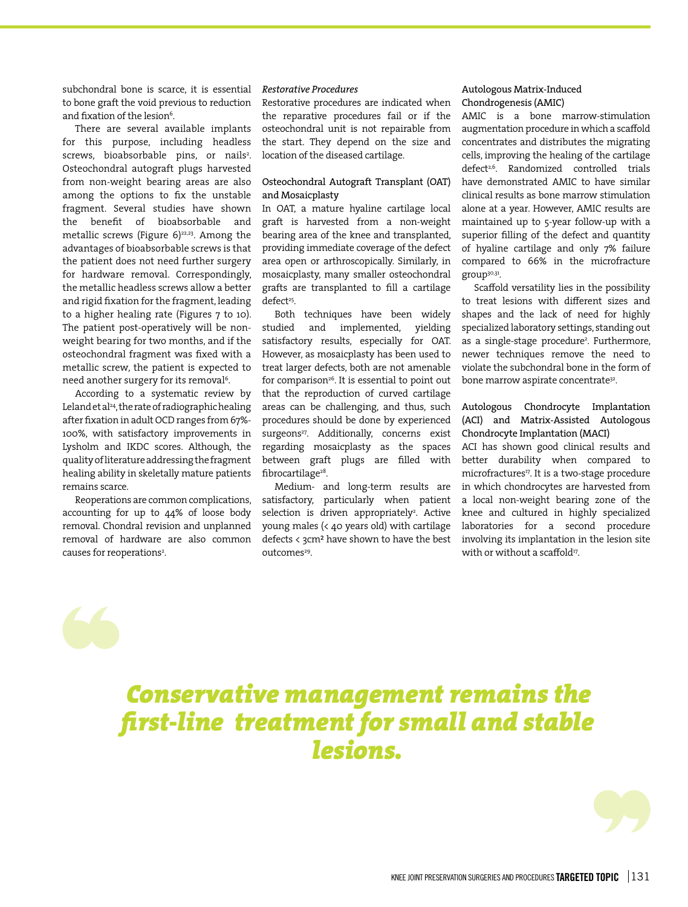subchondral bone is scarce, it is essential to bone graft the void previous to reduction and fixation of the lesion[6].

There are several available implants for this purpose, including headless screws, bioabsorbable pins, or nails[2]. Osteochondral autograft plugs harvested from non-weight bearing areas are also among the options to fix the unstable fragment. Several studies have shown the benefit of bioabsorbable and metallic screws (Figure 6)[22,23]. Among the advantages of bioabsorbable screws is that the patient does not need further surgery for hardware removal. Correspondingly, the metallic headless screws allow a better and rigid fixation for the fragment, leading to a higher healing rate (Figures 7 to 10). The patient post-operatively will be non-weight bearing for two months, and if the osteochondral fragment was fixed with a metallic screw, the patient is expected to need another surgery for its removal[6].

According to a systematic review by Leland et al[24], the rate of radiographic healing after fixation in adult OCD ranges from 67%-100%, with satisfactory improvements in Lysholm and IKDC scores. Although, the quality of literature addressing the fragment healing ability in skeletally mature patients remains scarce.

Reoperations are common complications, accounting for up to 44% of loose body removal. Chondral revision and unplanned removal of hardware are also common causes for reoperations[2].

### *Restorative Procedures*

Restorative procedures are indicated when the reparative procedures fail or if the osteochondral unit is not repairable from the start. They depend on the size and location of the diseased cartilage.

#### Osteochondral Autograft Transplant (OAT) and Mosaicplasty

In OAT, a mature hyaline cartilage local graft is harvested from a non-weight bearing area of the knee and transplanted, providing immediate coverage of the defect area open or arthroscopically. Similarly, in mosaicplasty, many smaller osteochondral grafts are transplanted to fill a cartilage defect[25].

Both techniques have been widely studied and implemented, yielding satisfactory results, especially for OAT. However, as mosaicplasty has been used to treat larger defects, both are not amenable for comparison[26]. It is essential to point out that the reproduction of curved cartilage areas can be challenging, and thus, such procedures should be done by experienced surgeons[27]. Additionally, concerns exist regarding mosaicplasty as the spaces between graft plugs are filled with fibrocartilage[28].

Medium- and long-term results are satisfactory, particularly when patient selection is driven appropriately[2]. Active young males (< 40 years old) with cartilage defects < 3cm² have shown to have the best outcomes[29].

#### Autologous Matrix-Induced Chondrogenesis (AMIC)

AMIC is a bone marrow-stimulation augmentation procedure in which a scaffold concentrates and distributes the migrating cells, improving the healing of the cartilage defect[2,6]. Randomized controlled trials have demonstrated AMIC to have similar clinical results as bone marrow stimulation alone at a year. However, AMIC results are maintained up to 5-year follow-up with a superior filling of the defect and quantity of hyaline cartilage and only 7% failure compared to 66% in the microfracture group[30,31].

Scaffold versatility lies in the possibility to treat lesions with different sizes and shapes and the lack of need for highly specialized laboratory settings, standing out as a single-stage procedure[2]. Furthermore, newer techniques remove the need to violate the subchondral bone in the form of bone marrow aspirate concentrate[32].

#### Autologous Chondrocyte Implantation (ACI) and Matrix-Assisted Autologous Chondrocyte Implantation (MACI)

ACI has shown good clinical results and better durability when compared to microfractures[17]. It is a two-stage procedure in which chondrocytes are harvested from a local non-weight bearing zone of the knee and cultured in highly specialized laboratories for a second procedure involving its implantation in the lesion site with or without a scaffold[17].

> ***Conservative management remains the first-line treatment for small and stable lesions.***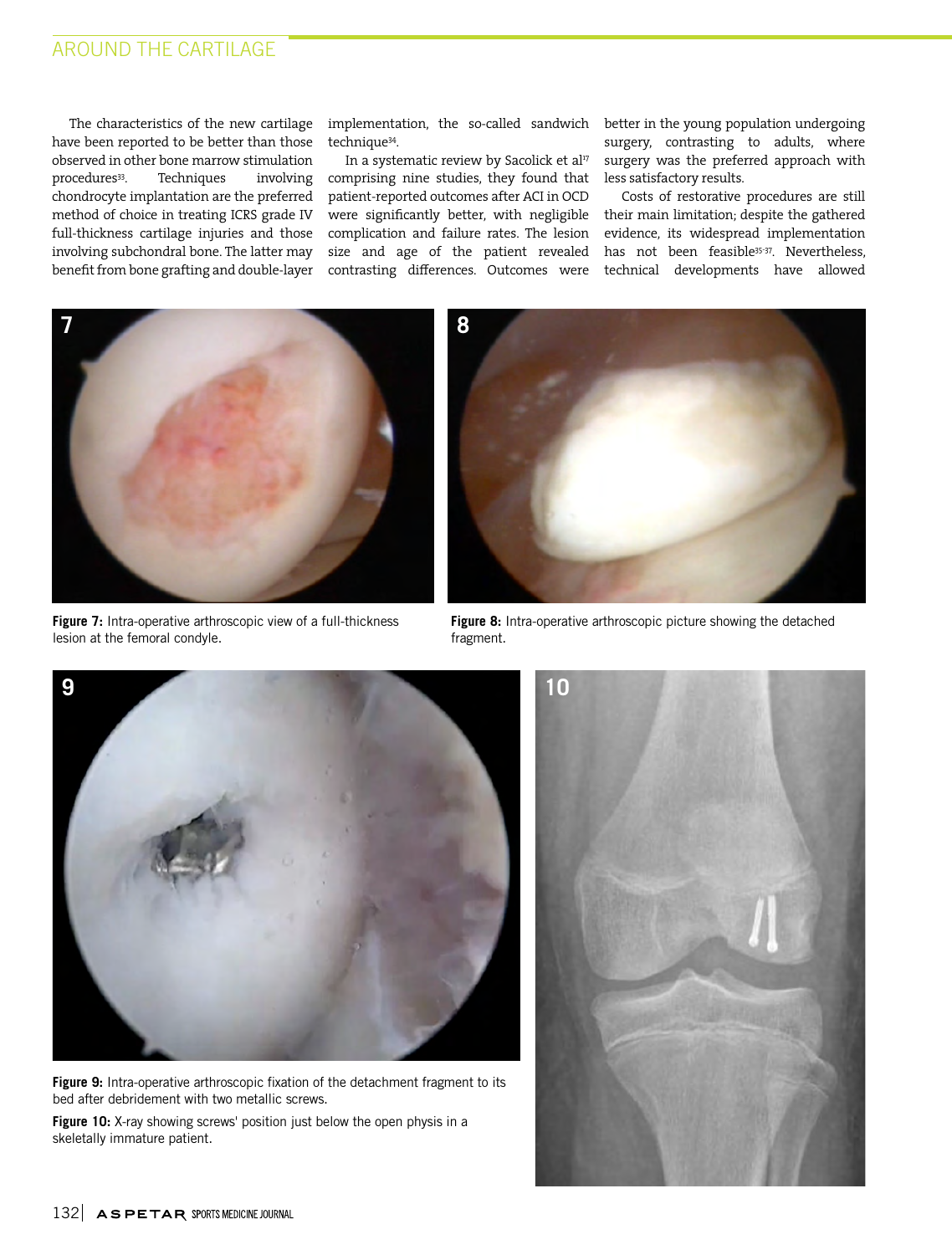The characteristics of the new cartilage have been reported to be better than those observed in other bone marrow stimulation procedures[33]. Techniques involving chondrocyte implantation are the preferred method of choice in treating ICRS grade IV full-thickness cartilage injuries and those involving subchondral bone. The latter may benefit from bone grafting and double-layer implementation, the so-called sandwich technique[34].

In a systematic review by Sacolick et al[17] comprising nine studies, they found that patient-reported outcomes after ACI in OCD were significantly better, with negligible complication and failure rates. The lesion size and age of the patient revealed contrasting differences. Outcomes were better in the young population undergoing surgery, contrasting to adults, where surgery was the preferred approach with less satisfactory results.

Costs of restorative procedures are still their main limitation; despite the gathered evidence, its widespread implementation has not been feasible[35-37]. Nevertheless, technical developments have allowed

**Figure 7:** Intra-operative arthroscopic view of a full-thickness lesion at the femoral condyle.

**Figure 8:** Intra-operative arthroscopic picture showing the detached fragment.

**Figure 9:** Intra-operative arthroscopic fixation of the detachment fragment to its bed after debridement with two metallic screws.

**Figure 10:** X-ray showing screws' position just below the open physis in a skeletally immature patient.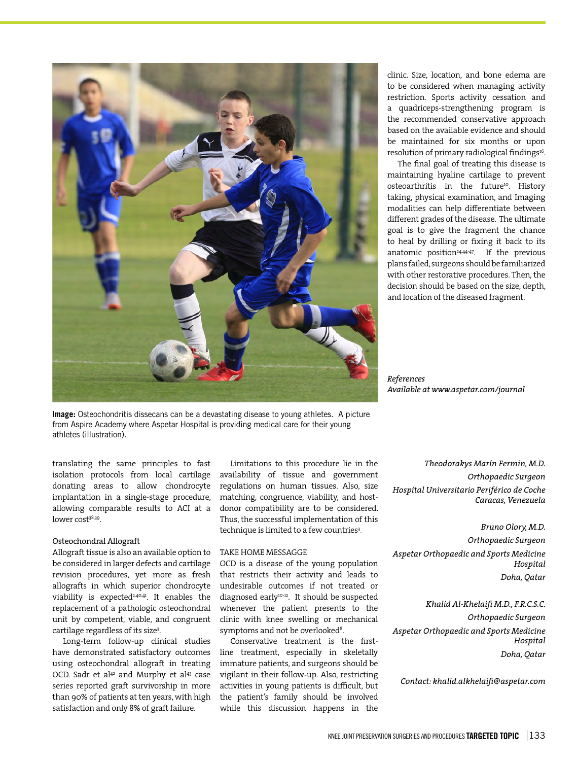translating the same principles to fast isolation protocols from local cartilage donating areas to allow chondrocyte implantation in a single-stage procedure, allowing comparable results to ACI at a lower cost[38,39].

### Osteochondral Allograft

Allograft tissue is also an available option to be considered in larger defects and cartilage revision procedures, yet more as fresh allografts in which superior chondrocyte viability is expected[2,40,41]. It enables the replacement of a pathologic osteochondral unit by competent, viable, and congruent cartilage regardless of its size[3].

Long-term follow-up clinical studies have demonstrated satisfactory outcomes using osteochondral allograft in treating OCD. Sadr et al[42] and Murphy et al[43] case series reported graft survivorship in more than 90% of patients at ten years, with high satisfaction and only 8% of graft failure.

Limitations to this procedure lie in the availability of tissue and government regulations on human tissues. Also, size matching, congruence, viability, and host-donor compatibility are to be considered. Thus, the successful implementation of this technique is limited to a few countries[3].

### TAKE HOME MESSAGGE

OCD is a disease of the young population that restricts their activity and leads to undesirable outcomes if not treated or diagnosed early[10-12]. It should be suspected whenever the patient presents to the clinic with knee swelling or mechanical symptoms and not be overlooked[8].

Conservative treatment is the first-line treatment, especially in skeletally immature patients, and surgeons should be vigilant in their follow-up. Also, restricting activities in young patients is difficult, but the patient's family should be involved while this discussion happens in the clinic. Size, location, and bone edema are to be considered when managing activity restriction. Sports activity cessation and a quadriceps-strengthening program is the recommended conservative approach based on the available evidence and should be maintained for six months or upon resolution of primary radiological findings[16].

The final goal of treating this disease is maintaining hyaline cartilage to prevent osteoarthritis in the future[10]. History taking, physical examination, and Imaging modalities can help differentiate between different grades of the disease. The ultimate goal is to give the fragment the chance to heal by drilling or fixing it back to its anatomic position[24,44-47]. If the previous plans failed, surgeons should be familiarized with other restorative procedures. Then, the decision should be based on the size, depth, and location of the diseased fragment.

**Image:** Osteochondritis dissecans can be a devastating disease to young athletes. A picture from Aspire Academy where Aspetar Hospital is providing medical care for their young athletes (illustration).

*References*
*Available at www.aspetar.com/journal*

*Theodorakys Marín Fermín, M.D.*
*Orthopaedic Surgeon*
*Hospital Universitario Periférico de Coche*
*Caracas, Venezuela*

*Bruno Olory, M.D.*
*Orthopaedic Surgeon*
*Aspetar Orthopaedic and Sports Medicine Hospital*
*Doha, Qatar*

*Khalid Al-Khelaifi M.D., F.R.C.S.C.*
*Orthopaedic Surgeon*
*Aspetar Orthopaedic and Sports Medicine Hospital*
*Doha, Qatar*

*Contact: khalid.alkhelaifi@aspetar.com*